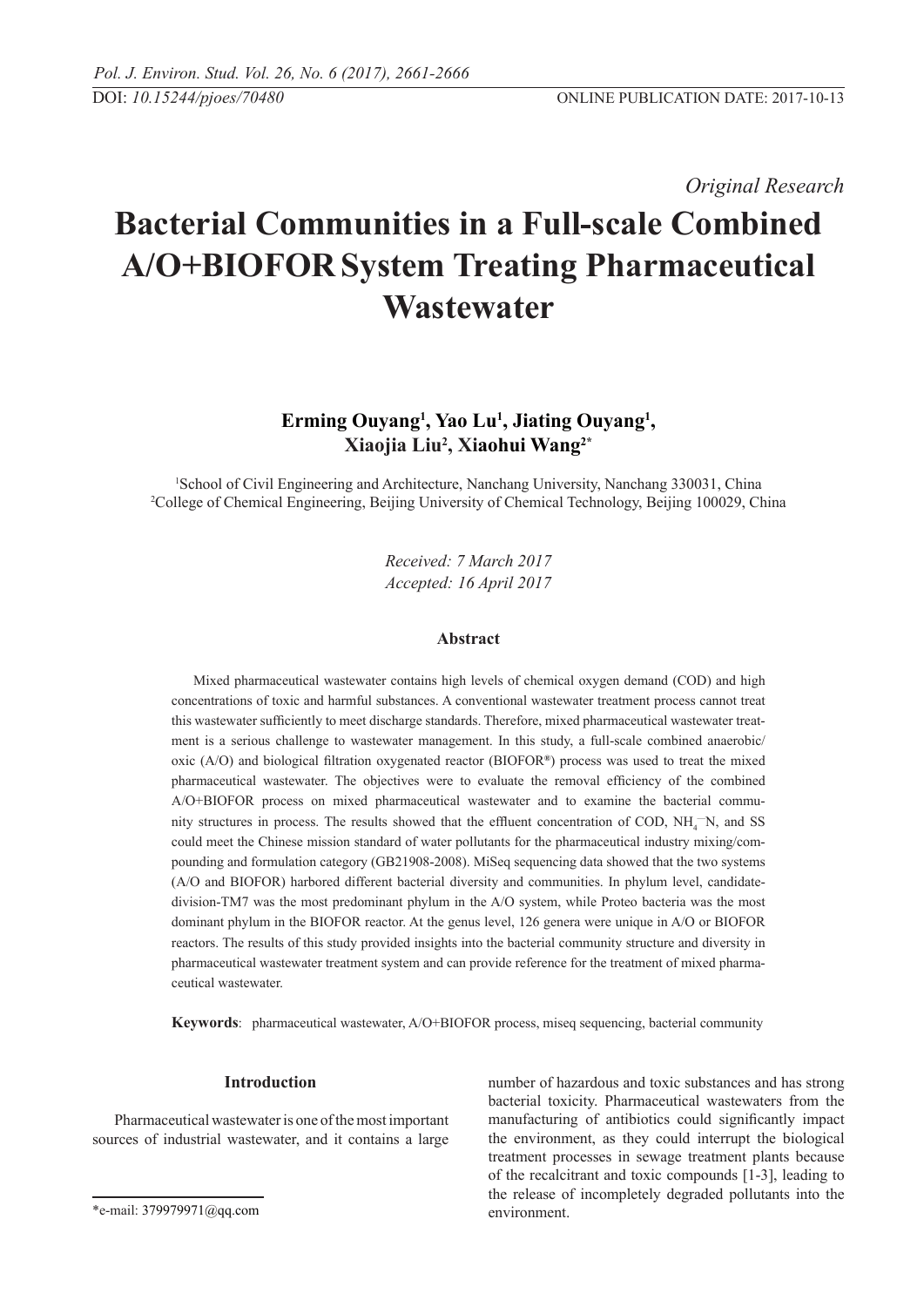*Original Research*

# Bacterial Communities in a Full-scale Combined A/O+BIOFOR System Treating Pharmaceutical Wastewater

**Erming Ouyang[1], Yao Lu[1], Jiating Ouyang[1], Xiaojia Liu[2], Xiaohui Wang[2*]**

[1]School of Civil Engineering and Architecture, Nanchang University, Nanchang 330031, China
[2]College of Chemical Engineering, Beijing University of Chemical Technology, Beijing 100029, China

*Received: 7 March 2017*
*Accepted: 16 April 2017*

### Abstract

Mixed pharmaceutical wastewater contains high levels of chemical oxygen demand (COD) and high concentrations of toxic and harmful substances. A conventional wastewater treatment process cannot treat this wastewater sufficiently to meet discharge standards. Therefore, mixed pharmaceutical wastewater treatment is a serious challenge to wastewater management. In this study, a full-scale combined anaerobic/oxic (A/O) and biological filtration oxygenated reactor (BIOFOR®) process was used to treat the mixed pharmaceutical wastewater. The objectives were to evaluate the removal efficiency of the combined A/O+BIOFOR process on mixed pharmaceutical wastewater and to examine the bacterial community structures in process. The results showed that the effluent concentration of COD, $NH_4^-$N, and SS could meet the Chinese mission standard of water pollutants for the pharmaceutical industry mixing/compounding and formulation category (GB21908-2008). MiSeq sequencing data showed that the two systems (A/O and BIOFOR) harbored different bacterial diversity and communities. In phylum level, candidate-division-TM7 was the most predominant phylum in the A/O system, while Proteo bacteria was the most dominant phylum in the BIOFOR reactor. At the genus level, 126 genera were unique in A/O or BIOFOR reactors. The results of this study provided insights into the bacterial community structure and diversity in pharmaceutical wastewater treatment system and can provide reference for the treatment of mixed pharmaceutical wastewater.

**Keywords**: pharmaceutical wastewater, A/O+BIOFOR process, miseq sequencing, bacterial community

## Introduction

Pharmaceutical wastewater is one of the most important sources of industrial wastewater, and it contains a large number of hazardous and toxic substances and has strong bacterial toxicity. Pharmaceutical wastewaters from the manufacturing of antibiotics could significantly impact the environment, as they could interrupt the biological treatment processes in sewage treatment plants because of the recalcitrant and toxic compounds [1-3], leading to the release of incompletely degraded pollutants into the environment.

*e-mail: 379979971@qq.com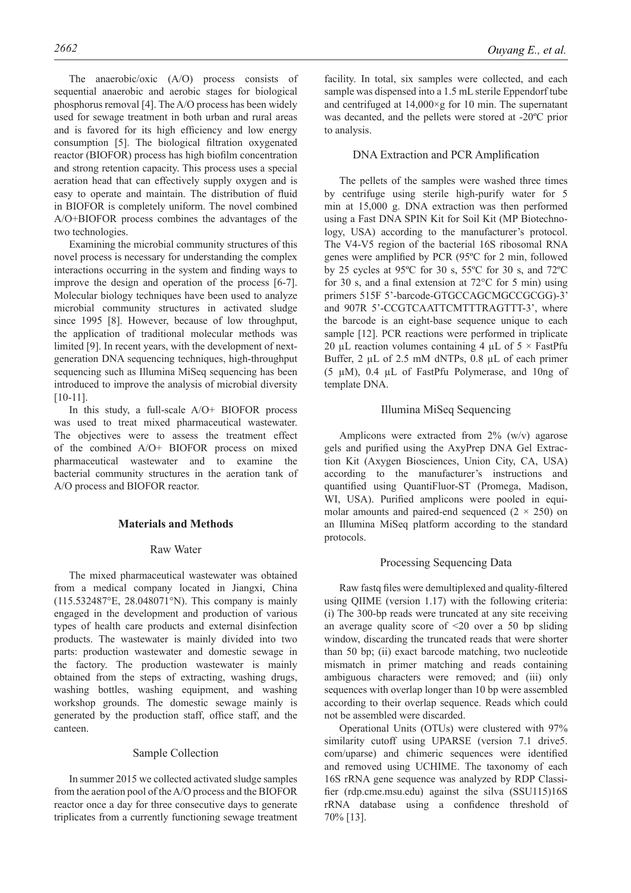The anaerobic/oxic (A/O) process consists of sequential anaerobic and aerobic stages for biological phosphorus removal [4]. The A/O process has been widely used for sewage treatment in both urban and rural areas and is favored for its high efficiency and low energy consumption [5]. The biological filtration oxygenated reactor (BIOFOR) process has high biofilm concentration and strong retention capacity. This process uses a special aeration head that can effectively supply oxygen and is easy to operate and maintain. The distribution of fluid in BIOFOR is completely uniform. The novel combined A/O+BIOFOR process combines the advantages of the two technologies.

Examining the microbial community structures of this novel process is necessary for understanding the complex interactions occurring in the system and finding ways to improve the design and operation of the process [6-7]. Molecular biology techniques have been used to analyze microbial community structures in activated sludge since 1995 [8]. However, because of low throughput, the application of traditional molecular methods was limited [9]. In recent years, with the development of next-generation DNA sequencing techniques, high-throughput sequencing such as Illumina MiSeq sequencing has been introduced to improve the analysis of microbial diversity [10-11].

In this study, a full-scale A/O+ BIOFOR process was used to treat mixed pharmaceutical wastewater. The objectives were to assess the treatment effect of the combined A/O+ BIOFOR process on mixed pharmaceutical wastewater and to examine the bacterial community structures in the aeration tank of A/O process and BIOFOR reactor.

## Materials and Methods

### Raw Water

The mixed pharmaceutical wastewater was obtained from a medical company located in Jiangxi, China (115.532487°E, 28.048071°N). This company is mainly engaged in the development and production of various types of health care products and external disinfection products. The wastewater is mainly divided into two parts: production wastewater and domestic sewage in the factory. The production wastewater is mainly obtained from the steps of extracting, washing drugs, washing bottles, washing equipment, and washing workshop grounds. The domestic sewage mainly is generated by the production staff, office staff, and the canteen.

### Sample Collection

In summer 2015 we collected activated sludge samples from the aeration pool of the A/O process and the BIOFOR reactor once a day for three consecutive days to generate triplicates from a currently functioning sewage treatment facility. In total, six samples were collected, and each sample was dispensed into a 1.5 mL sterile Eppendorf tube and centrifuged at 14,000×g for 10 min. The supernatant was decanted, and the pellets were stored at -20ºC prior to analysis.

### DNA Extraction and PCR Amplification

The pellets of the samples were washed three times by centrifuge using sterile high-purify water for 5 min at 15,000 g. DNA extraction was then performed using a Fast DNA SPIN Kit for Soil Kit (MP Biotechnology, USA) according to the manufacturer's protocol. The V4-V5 region of the bacterial 16S ribosomal RNA genes were amplified by PCR (95ºC for 2 min, followed by 25 cycles at 95ºC for 30 s, 55ºC for 30 s, and 72ºC for 30 s, and a final extension at 72°C for 5 min) using primers 515F 5'-barcode-GTGCCAGCMGCCGCGG)-3' and 907R 5'-CCGTCAATTCMTTTRAGTTT-3', where the barcode is an eight-base sequence unique to each sample [12]. PCR reactions were performed in triplicate 20 μL reaction volumes containing 4 μL of 5 × FastPfu Buffer, 2 μL of 2.5 mM dNTPs, 0.8 μL of each primer (5 μM), 0.4 μL of FastPfu Polymerase, and 10ng of template DNA.

### Illumina MiSeq Sequencing

Amplicons were extracted from 2% (w/v) agarose gels and purified using the AxyPrep DNA Gel Extraction Kit (Axygen Biosciences, Union City, CA, USA) according to the manufacturer's instructions and quantified using QuantiFluor-ST (Promega, Madison, WI, USA). Purified amplicons were pooled in equimolar amounts and paired-end sequenced (2 × 250) on an Illumina MiSeq platform according to the standard protocols.

### Processing Sequencing Data

Raw fastq files were demultiplexed and quality-filtered using QIIME (version 1.17) with the following criteria: (i) The 300-bp reads were truncated at any site receiving an average quality score of <20 over a 50 bp sliding window, discarding the truncated reads that were shorter than 50 bp; (ii) exact barcode matching, two nucleotide mismatch in primer matching and reads containing ambiguous characters were removed; and (iii) only sequences with overlap longer than 10 bp were assembled according to their overlap sequence. Reads which could not be assembled were discarded.

Operational Units (OTUs) were clustered with 97% similarity cutoff using UPARSE (version 7.1 drive5.com/uparse) and chimeric sequences were identified and removed using UCHIME. The taxonomy of each 16S rRNA gene sequence was analyzed by RDP Classifier (rdp.cme.msu.edu) against the silva (SSU115)16S rRNA database using a confidence threshold of 70% [13].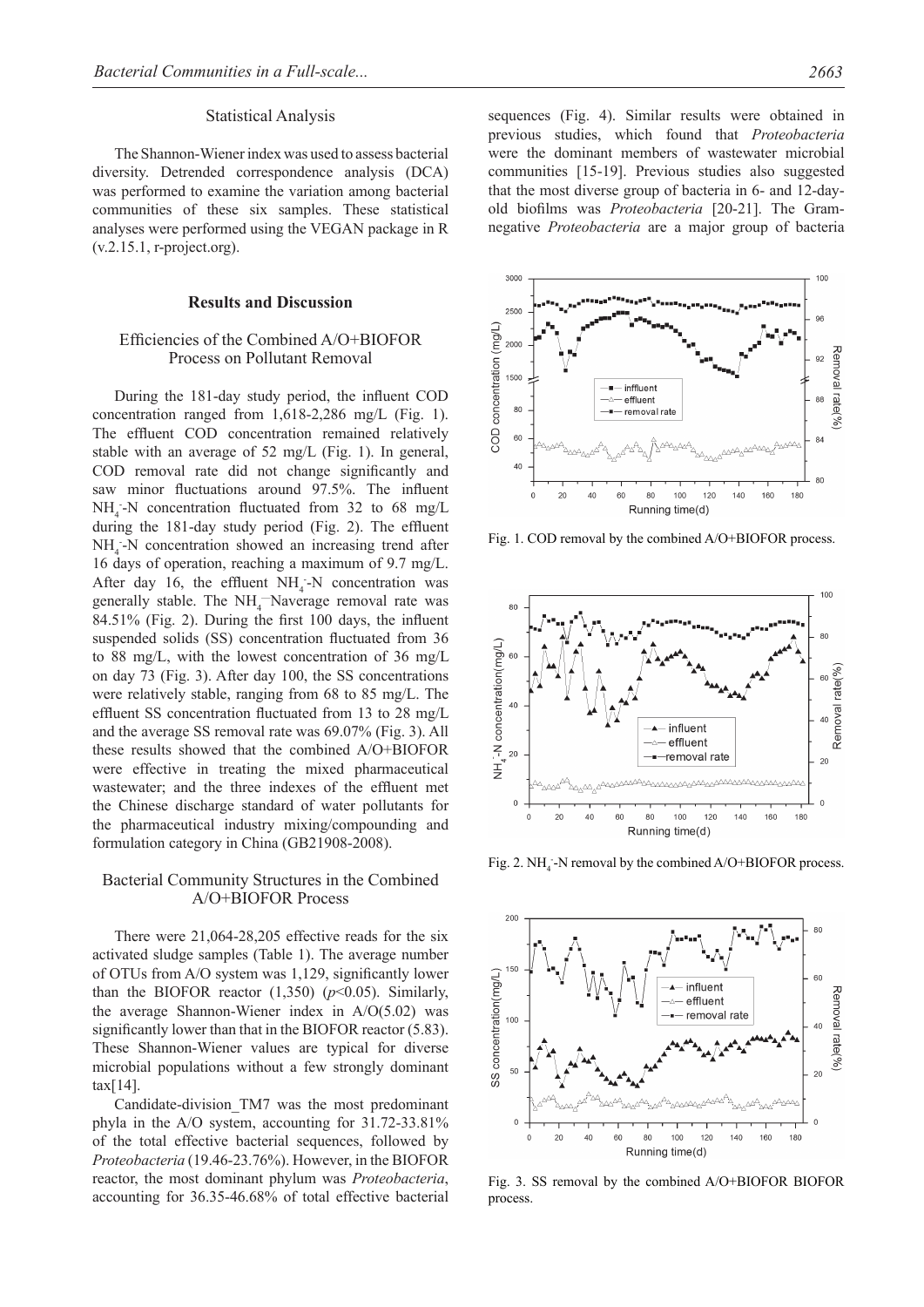### Statistical Analysis

The Shannon-Wiener index was used to assess bacterial diversity. Detrended correspondence analysis (DCA) was performed to examine the variation among bacterial communities of these six samples. These statistical analyses were performed using the VEGAN package in R (v.2.15.1, r-project.org).

## Results and Discussion

### Efficiencies of the Combined A/O+BIOFOR Process on Pollutant Removal

During the 181-day study period, the influent COD concentration ranged from 1,618-2,286 mg/L (Fig. 1). The effluent COD concentration remained relatively stable with an average of 52 mg/L (Fig. 1). In general, COD removal rate did not change significantly and saw minor fluctuations around 97.5%. The influent $NH_4^-$-N concentration fluctuated from 32 to 68 mg/L during the 181-day study period (Fig. 2). The effluent $NH_4^-$-N concentration showed an increasing trend after 16 days of operation, reaching a maximum of 9.7 mg/L. After day 16, the effluent $NH_4^-$-N concentration was generally stable. The $NH_4^-$Naverage removal rate was 84.51% (Fig. 2). During the first 100 days, the influent suspended solids (SS) concentration fluctuated from 36 to 88 mg/L, with the lowest concentration of 36 mg/L on day 73 (Fig. 3). After day 100, the SS concentrations were relatively stable, ranging from 68 to 85 mg/L. The effluent SS concentration fluctuated from 13 to 28 mg/L and the average SS removal rate was 69.07% (Fig. 3). All these results showed that the combined A/O+BIOFOR were effective in treating the mixed pharmaceutical wastewater; and the three indexes of the effluent met the Chinese discharge standard of water pollutants for the pharmaceutical industry mixing/compounding and formulation category in China (GB21908-2008).

### Bacterial Community Structures in the Combined A/O+BIOFOR Process

There were 21,064-28,205 effective reads for the six activated sludge samples (Table 1). The average number of OTUs from A/O system was 1,129, significantly lower than the BIOFOR reactor (1,350) ($p<0.05$). Similarly, the average Shannon-Wiener index in A/O(5.02) was significantly lower than that in the BIOFOR reactor (5.83). These Shannon-Wiener values are typical for diverse microbial populations without a few strongly dominant tax[14].

Candidate-division_TM7 was the most predominant phyla in the A/O system, accounting for 31.72-33.81% of the total effective bacterial sequences, followed by *Proteobacteria* (19.46-23.76%). However, in the BIOFOR reactor, the most dominant phylum was *Proteobacteria*, accounting for 36.35-46.68% of total effective bacterial sequences (Fig. 4). Similar results were obtained in previous studies, which found that *Proteobacteria* were the dominant members of wastewater microbial communities [15-19]. Previous studies also suggested that the most diverse group of bacteria in 6- and 12-day-old biofilms was *Proteobacteria* [20-21]. The Gram-negative *Proteobacteria* are a major group of bacteria

Fig. 1. COD removal by the combined A/O+BIOFOR process.

Fig. 2. $NH_4^-$-N removal by the combined A/O+BIOFOR process.

Fig. 3. SS removal by the combined A/O+BIOFOR BIOFOR process.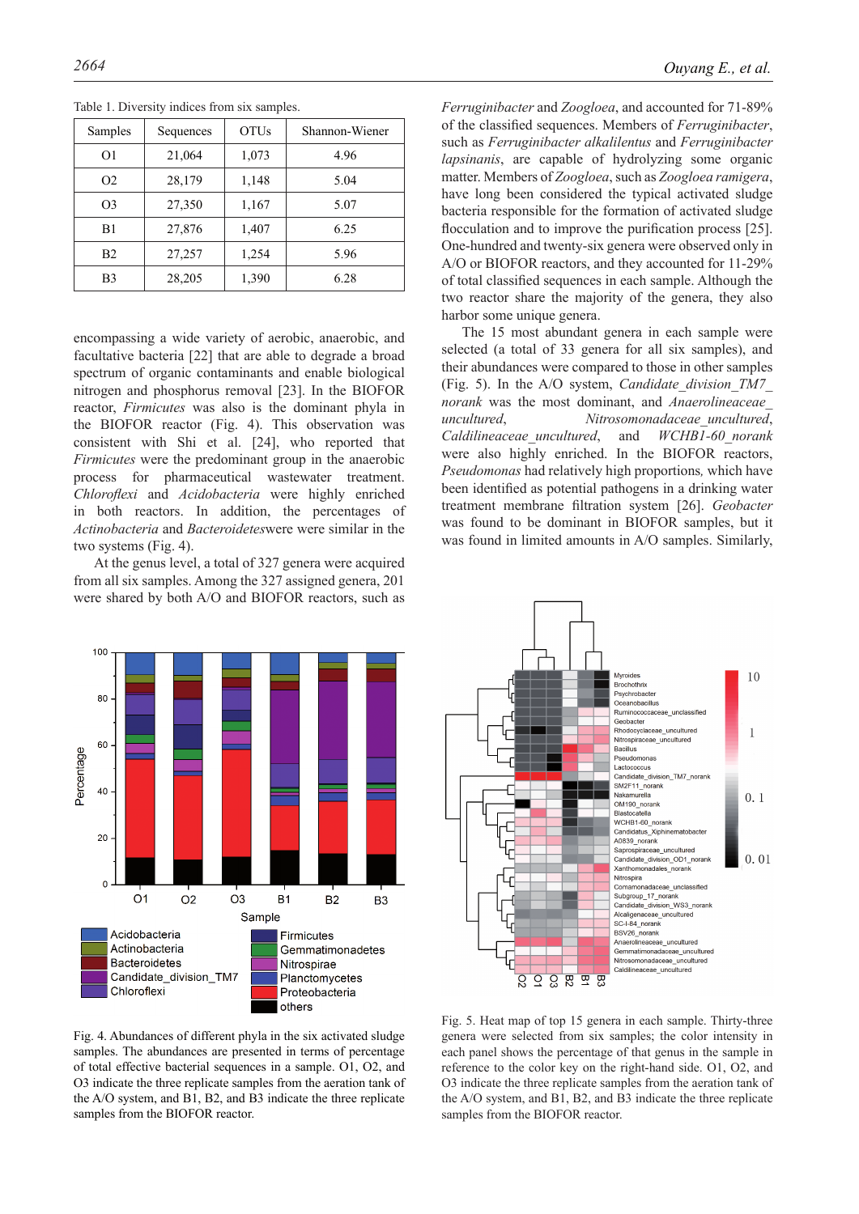Table 1. Diversity indices from six samples.

| Samples | Sequences | OTUs | Shannon-Wiener |
|---|---|---|---|
| O1 | 21,064 | 1,073 | 4.96 |
| O2 | 28,179 | 1,148 | 5.04 |
| O3 | 27,350 | 1,167 | 5.07 |
| B1 | 27,876 | 1,407 | 6.25 |
| B2 | 27,257 | 1,254 | 5.96 |
| B3 | 28,205 | 1,390 | 6.28 |

encompassing a wide variety of aerobic, anaerobic, and facultative bacteria [22] that are able to degrade a broad spectrum of organic contaminants and enable biological nitrogen and phosphorus removal [23]. In the BIOFOR reactor, *Firmicutes* was also is the dominant phyla in the BIOFOR reactor (Fig. 4). This observation was consistent with Shi et al. [24], who reported that *Firmicutes* were the predominant group in the anaerobic process for pharmaceutical wastewater treatment. *Chloroflexi* and *Acidobacteria* were highly enriched in both reactors. In addition, the percentages of *Actinobacteria* and *Bacteroidetes*were were similar in the two systems (Fig. 4).

At the genus level, a total of 327 genera were acquired from all six samples. Among the 327 assigned genera, 201 were shared by both A/O and BIOFOR reactors, such as *Ferruginibacter* and *Zoogloea*, and accounted for 71-89% of the classified sequences. Members of *Ferruginibacter*, such as *Ferruginibacter alkalilentus* and *Ferruginibacter lapsinanis*, are capable of hydrolyzing some organic matter. Members of *Zoogloea*, such as *Zoogloea ramigera*, have long been considered the typical activated sludge bacteria responsible for the formation of activated sludge flocculation and to improve the purification process [25]. One-hundred and twenty-six genera were observed only in A/O or BIOFOR reactors, and they accounted for 11-29% of total classified sequences in each sample. Although the two reactor share the majority of the genera, they also harbor some unique genera.

The 15 most abundant genera in each sample were selected (a total of 33 genera for all six samples), and their abundances were compared to those in other samples (Fig. 5). In the A/O system, *Candidate_division_TM7_norank* was the most dominant, and *Anaerolineaceae_uncultured*, *Nitrosomonadaceae_uncultured*, *Caldilineaceae_uncultured*, and *WCHB1-60_norank* were also highly enriched. In the BIOFOR reactors, *Pseudomonas* had relatively high proportions, which have been identified as potential pathogens in a drinking water treatment membrane filtration system [26]. *Geobacter* was found to be dominant in BIOFOR samples, but it was found in limited amounts in A/O samples. Similarly,

Fig. 4. Abundances of different phyla in the six activated sludge samples. The abundances are presented in terms of percentage of total effective bacterial sequences in a sample. O1, O2, and O3 indicate the three replicate samples from the aeration tank of the A/O system, and B1, B2, and B3 indicate the three replicate samples from the BIOFOR reactor.

Fig. 5. Heat map of top 15 genera in each sample. Thirty-three genera were selected from six samples; the color intensity in each panel shows the percentage of that genus in the sample in reference to the color key on the right-hand side. O1, O2, and O3 indicate the three replicate samples from the aeration tank of the A/O system, and B1, B2, and B3 indicate the three replicate samples from the BIOFOR reactor.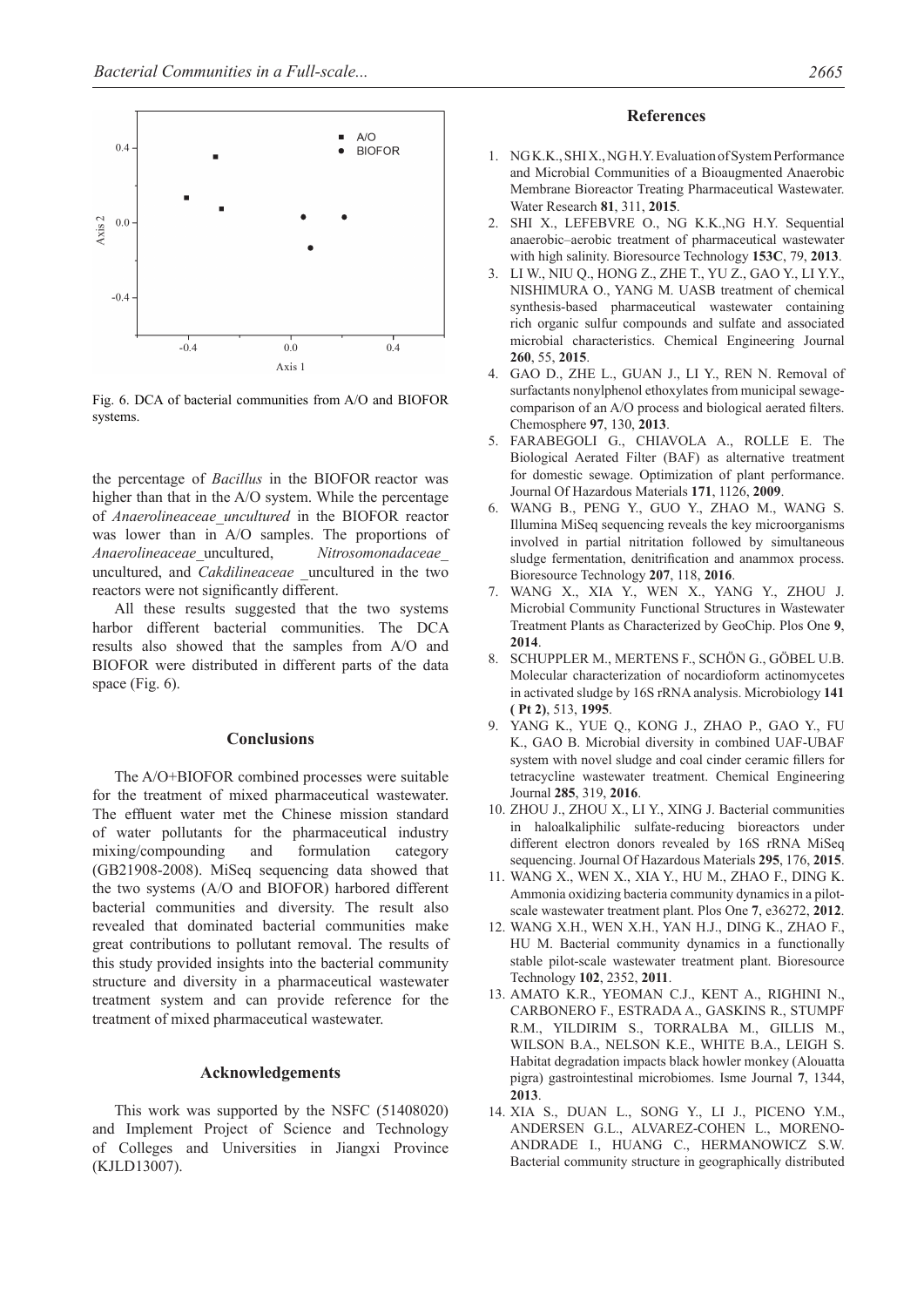Fig. 6. DCA of bacterial communities from A/O and BIOFOR systems.

the percentage of *Bacillus* in the BIOFOR reactor was higher than that in the A/O system. While the percentage of *Anaerolineaceae_uncultured* in the BIOFOR reactor was lower than in A/O samples. The proportions of *Anaerolineaceae*_uncultured, *Nitrosomonadaceae*_ uncultured, and *Cakdilineaceae* _uncultured in the two reactors were not significantly different.

All these results suggested that the two systems harbor different bacterial communities. The DCA results also showed that the samples from A/O and BIOFOR were distributed in different parts of the data space (Fig. 6).

## Conclusions

The A/O+BIOFOR combined processes were suitable for the treatment of mixed pharmaceutical wastewater. The effluent water met the Chinese mission standard of water pollutants for the pharmaceutical industry mixing/compounding and formulation category (GB21908-2008). MiSeq sequencing data showed that the two systems (A/O and BIOFOR) harbored different bacterial communities and diversity. The result also revealed that dominated bacterial communities make great contributions to pollutant removal. The results of this study provided insights into the bacterial community structure and diversity in a pharmaceutical wastewater treatment system and can provide reference for the treatment of mixed pharmaceutical wastewater.

## Acknowledgements

This work was supported by the NSFC (51408020) and Implement Project of Science and Technology of Colleges and Universities in Jiangxi Province (KJLD13007).

## References

1. NG K.K., SHI X., NG H.Y. Evaluation of System Performance and Microbial Communities of a Bioaugmented Anaerobic Membrane Bioreactor Treating Pharmaceutical Wastewater. Water Research **81**, 311, **2015**.
2. SHI X., LEFEBVRE O., NG K.K.,NG H.Y. Sequential anaerobic–aerobic treatment of pharmaceutical wastewater with high salinity. Bioresource Technology **153C**, 79, **2013**.
3. LI W., NIU Q., HONG Z., ZHE T., YU Z., GAO Y., LI Y.Y., NISHIMURA O., YANG M. UASB treatment of chemical synthesis-based pharmaceutical wastewater containing rich organic sulfur compounds and sulfate and associated microbial characteristics. Chemical Engineering Journal **260**, 55, **2015**.
4. GAO D., ZHE L., GUAN J., LI Y., REN N. Removal of surfactants nonylphenol ethoxylates from municipal sewage-comparison of an A/O process and biological aerated filters. Chemosphere **97**, 130, **2013**.
5. FARABEGOLI G., CHIAVOLA A., ROLLE E. The Biological Aerated Filter (BAF) as alternative treatment for domestic sewage. Optimization of plant performance. Journal Of Hazardous Materials **171**, 1126, **2009**.
6. WANG B., PENG Y., GUO Y., ZHAO M., WANG S. Illumina MiSeq sequencing reveals the key microorganisms involved in partial nitritation followed by simultaneous sludge fermentation, denitrification and anammox process. Bioresource Technology **207**, 118, **2016**.
7. WANG X., XIA Y., WEN X., YANG Y., ZHOU J. Microbial Community Functional Structures in Wastewater Treatment Plants as Characterized by GeoChip. Plos One **9**, **2014**.
8. SCHUPPLER M., MERTENS F., SCHÖN G., GÖBEL U.B. Molecular characterization of nocardioform actinomycetes in activated sludge by 16S rRNA analysis. Microbiology **141 ( Pt 2)**, 513, **1995**.
9. YANG K., YUE Q., KONG J., ZHAO P., GAO Y., FU K., GAO B. Microbial diversity in combined UAF-UBAF system with novel sludge and coal cinder ceramic fillers for tetracycline wastewater treatment. Chemical Engineering Journal **285**, 319, **2016**.
10. ZHOU J., ZHOU X., LI Y., XING J. Bacterial communities in haloalkaliphilic sulfate-reducing bioreactors under different electron donors revealed by 16S rRNA MiSeq sequencing. Journal Of Hazardous Materials **295**, 176, **2015**.
11. WANG X., WEN X., XIA Y., HU M., ZHAO F., DING K. Ammonia oxidizing bacteria community dynamics in a pilot-scale wastewater treatment plant. Plos One **7**, e36272, **2012**.
12. WANG X.H., WEN X.H., YAN H.J., DING K., ZHAO F., HU M. Bacterial community dynamics in a functionally stable pilot-scale wastewater treatment plant. Bioresource Technology **102**, 2352, **2011**.
13. AMATO K.R., YEOMAN C.J., KENT A., RIGHINI N., CARBONERO F., ESTRADA A., GASKINS R., STUMPF R.M., YILDIRIM S., TORRALBA M., GILLIS M., WILSON B.A., NELSON K.E., WHITE B.A., LEIGH S. Habitat degradation impacts black howler monkey (Alouatta pigra) gastrointestinal microbiomes. Isme Journal **7**, 1344, **2013**.
14. XIA S., DUAN L., SONG Y., LI J., PICENO Y.M., ANDERSEN G.L., ALVAREZ-COHEN L., MORENO-ANDRADE I., HUANG C., HERMANOWICZ S.W. Bacterial community structure in geographically distributed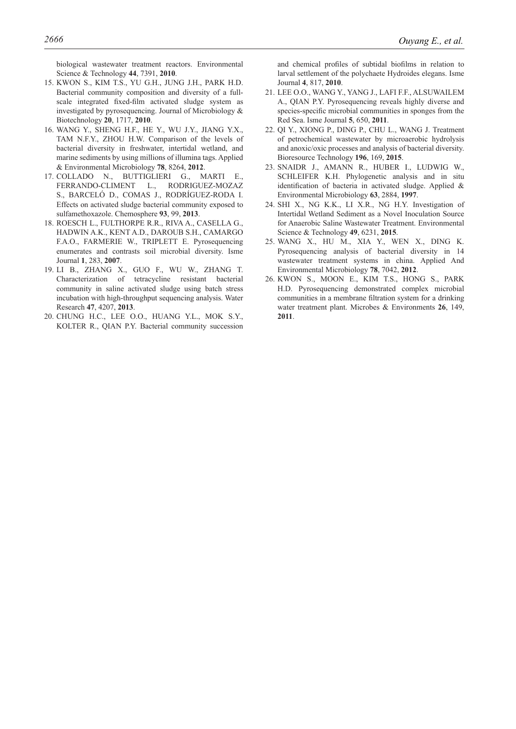biological wastewater treatment reactors. Environmental Science & Technology **44**, 7391, **2010**.

15. KWON S., KIM T.S., YU G.H., JUNG J.H., PARK H.D. Bacterial community composition and diversity of a full-scale integrated fixed-film activated sludge system as investigated by pyrosequencing. Journal of Microbiology & Biotechnology **20**, 1717, **2010**.
16. WANG Y., SHENG H.F., HE Y., WU J.Y., JIANG Y.X., TAM N.F.Y., ZHOU H.W. Comparison of the levels of bacterial diversity in freshwater, intertidal wetland, and marine sediments by using millions of illumina tags. Applied & Environmental Microbiology **78**, 8264, **2012**.
17. COLLADO N., BUTTIGLIERI G., MARTI E., FERRANDO-CLIMENT L., RODRIGUEZ-MOZAZ S., BARCELÓ D., COMAS J., RODRÍGUEZ-RODA I. Effects on activated sludge bacterial community exposed to sulfamethoxazole. Chemosphere **93**, 99, **2013**.
18. ROESCH L., FULTHORPE R.R., RIVA A., CASELLA G., HADWIN A.K., KENT A.D., DAROUB S.H., CAMARGO F.A.O., FARMERIE W., TRIPLETT E. Pyrosequencing enumerates and contrasts soil microbial diversity. Isme Journal **1**, 283, **2007**.
19. LI B., ZHANG X., GUO F., WU W., ZHANG T. Characterization of tetracycline resistant bacterial community in saline activated sludge using batch stress incubation with high-throughput sequencing analysis. Water Research **47**, 4207, **2013**.
20. CHUNG H.C., LEE O.O., HUANG Y.L., MOK S.Y., KOLTER R., QIAN P.Y. Bacterial community succession and chemical profiles of subtidal biofilms in relation to larval settlement of the polychaete Hydroides elegans. Isme Journal **4**, 817, **2010**.
21. LEE O.O., WANG Y., YANG J., LAFI F.F., ALSUWAILEM A., QIAN P.Y. Pyrosequencing reveals highly diverse and species-specific microbial communities in sponges from the Red Sea. Isme Journal **5**, 650, **2011**.
22. QI Y., XIONG P., DING P., CHU L., WANG J. Treatment of petrochemical wastewater by microaerobic hydrolysis and anoxic/oxic processes and analysis of bacterial diversity. Bioresource Technology **196**, 169, **2015**.
23. SNAIDR J., AMANN R., HUBER I., LUDWIG W., SCHLEIFER K.H. Phylogenetic analysis and in situ identification of bacteria in activated sludge. Applied & Environmental Microbiology **63**, 2884, **1997**.
24. SHI X., NG K.K., LI X.R., NG H.Y. Investigation of Intertidal Wetland Sediment as a Novel Inoculation Source for Anaerobic Saline Wastewater Treatment. Environmental Science & Technology **49**, 6231, **2015**.
25. WANG X., HU M., XIA Y., WEN X., DING K. Pyrosequencing analysis of bacterial diversity in 14 wastewater treatment systems in china. Applied And Environmental Microbiology **78**, 7042, **2012**.
26. KWON S., MOON E., KIM T.S., HONG S., PARK H.D. Pyrosequencing demonstrated complex microbial communities in a membrane filtration system for a drinking water treatment plant. Microbes & Environments **26**, 149, **2011**.